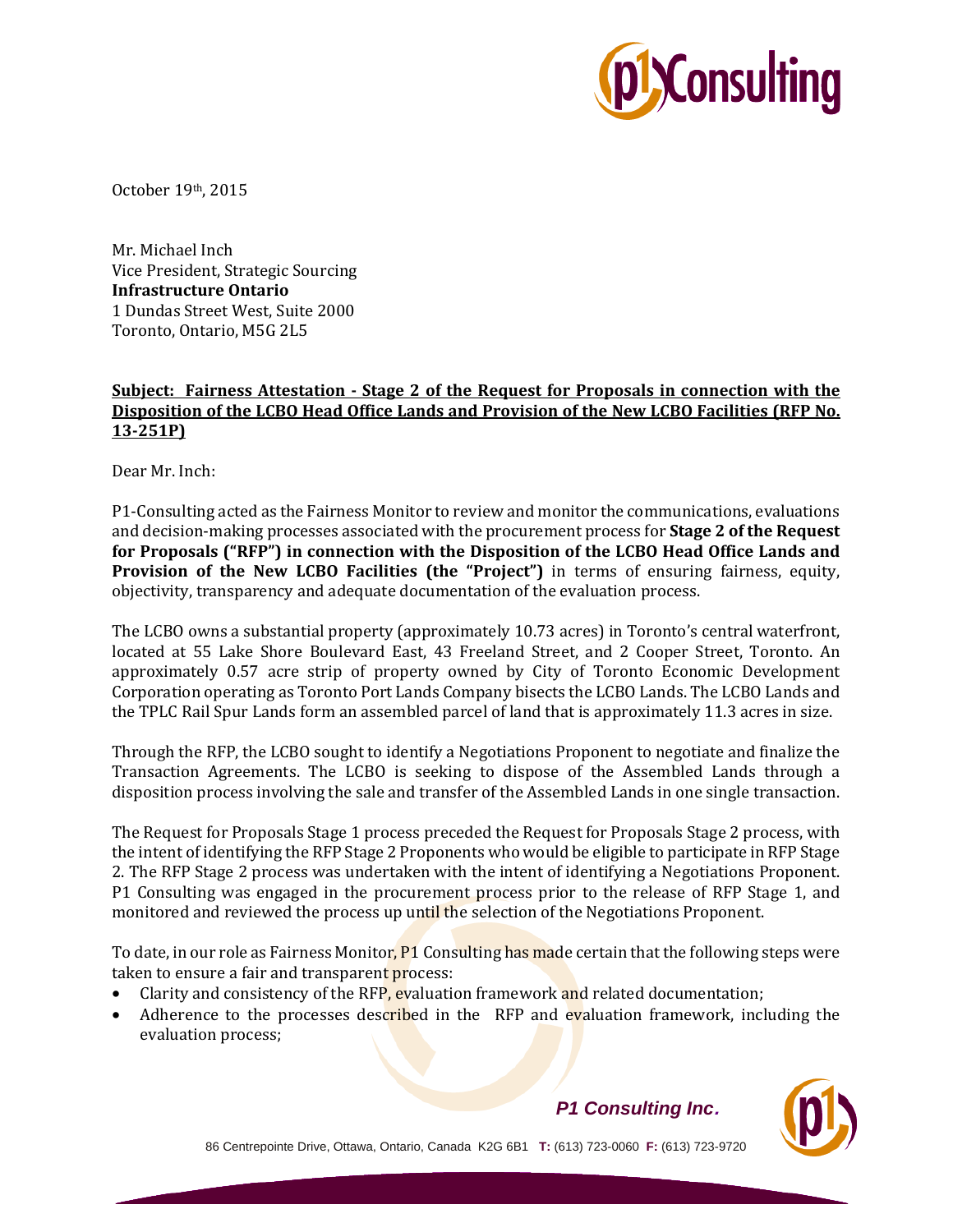October 19th, 2015

Mr. Michael Inch
Vice President, Strategic Sourcing
**Infrastructure Ontario**
1 Dundas Street West, Suite 2000
Toronto, Ontario, M5G 2L5

**Subject: Fairness Attestation - Stage 2 of the Request for Proposals in connection with the Disposition of the LCBO Head Office Lands and Provision of the New LCBO Facilities (RFP No. 13-251P)**

Dear Mr. Inch:

P1-Consulting acted as the Fairness Monitor to review and monitor the communications, evaluations and decision-making processes associated with the procurement process for **Stage 2 of the Request for Proposals ("RFP") in connection with the Disposition of the LCBO Head Office Lands and Provision of the New LCBO Facilities (the "Project")** in terms of ensuring fairness, equity, objectivity, transparency and adequate documentation of the evaluation process.

The LCBO owns a substantial property (approximately 10.73 acres) in Toronto's central waterfront, located at 55 Lake Shore Boulevard East, 43 Freeland Street, and 2 Cooper Street, Toronto. An approximately 0.57 acre strip of property owned by City of Toronto Economic Development Corporation operating as Toronto Port Lands Company bisects the LCBO Lands. The LCBO Lands and the TPLC Rail Spur Lands form an assembled parcel of land that is approximately 11.3 acres in size.

Through the RFP, the LCBO sought to identify a Negotiations Proponent to negotiate and finalize the Transaction Agreements. The LCBO is seeking to dispose of the Assembled Lands through a disposition process involving the sale and transfer of the Assembled Lands in one single transaction.

The Request for Proposals Stage 1 process preceded the Request for Proposals Stage 2 process, with the intent of identifying the RFP Stage 2 Proponents who would be eligible to participate in RFP Stage 2. The RFP Stage 2 process was undertaken with the intent of identifying a Negotiations Proponent. P1 Consulting was engaged in the procurement process prior to the release of RFP Stage 1, and monitored and reviewed the process up until the selection of the Negotiations Proponent.

To date, in our role as Fairness Monitor, P1 Consulting has made certain that the following steps were taken to ensure a fair and transparent process:

- Clarity and consistency of the RFP, evaluation framework and related documentation;
- Adherence to the processes described in the RFP and evaluation framework, including the evaluation process;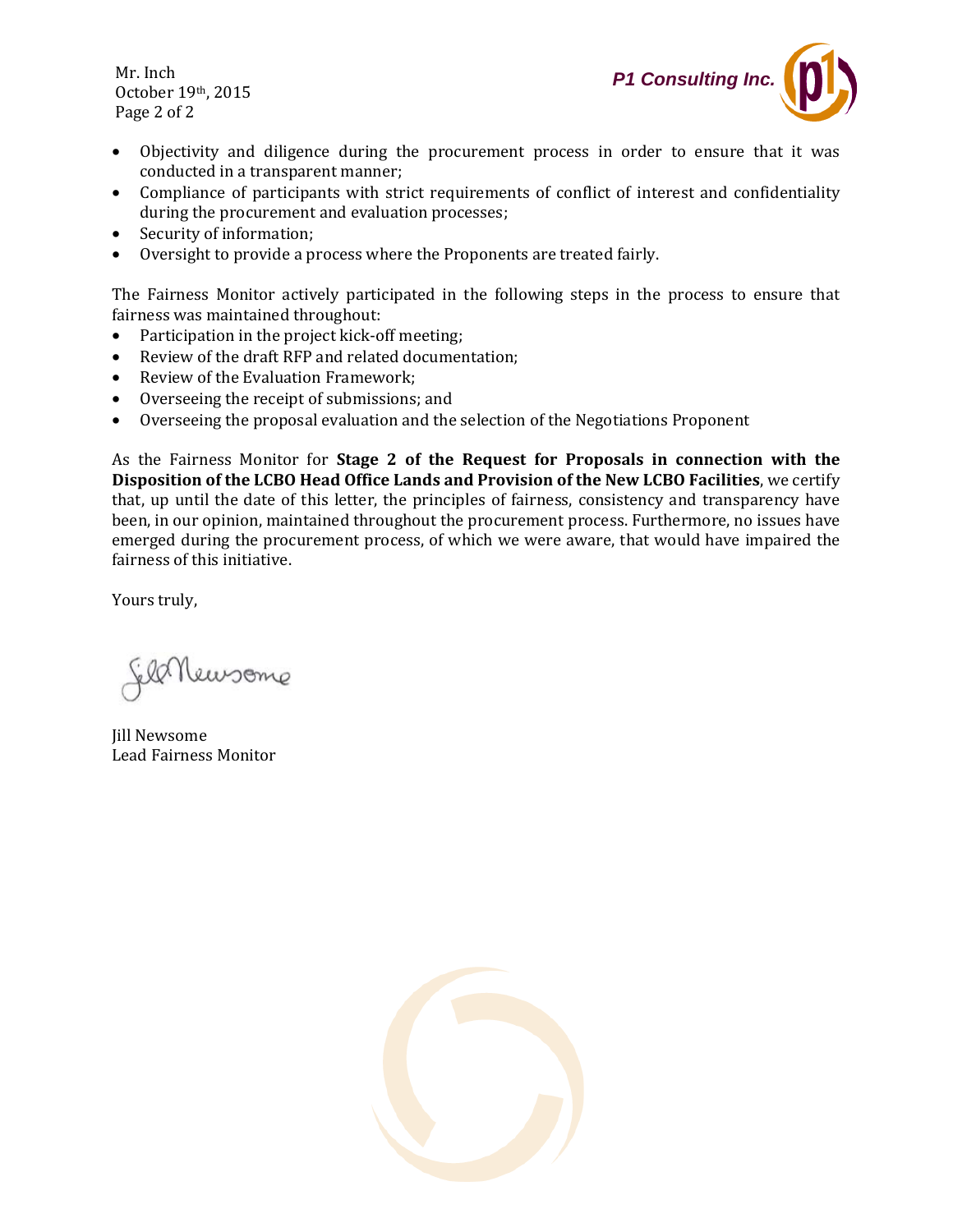- Objectivity and diligence during the procurement process in order to ensure that it was conducted in a transparent manner;
- Compliance of participants with strict requirements of conflict of interest and confidentiality during the procurement and evaluation processes;
- Security of information;
- Oversight to provide a process where the Proponents are treated fairly.

The Fairness Monitor actively participated in the following steps in the process to ensure that fairness was maintained throughout:

- Participation in the project kick-off meeting;
- Review of the draft RFP and related documentation;
- Review of the Evaluation Framework;
- Overseeing the receipt of submissions; and
- Overseeing the proposal evaluation and the selection of the Negotiations Proponent

As the Fairness Monitor for **Stage 2 of the Request for Proposals in connection with the Disposition of the LCBO Head Office Lands and Provision of the New LCBO Facilities**, we certify that, up until the date of this letter, the principles of fairness, consistency and transparency have been, in our opinion, maintained throughout the procurement process. Furthermore, no issues have emerged during the procurement process, of which we were aware, that would have impaired the fairness of this initiative.

Yours truly,

Jill Newsome

Jill Newsome
Lead Fairness Monitor